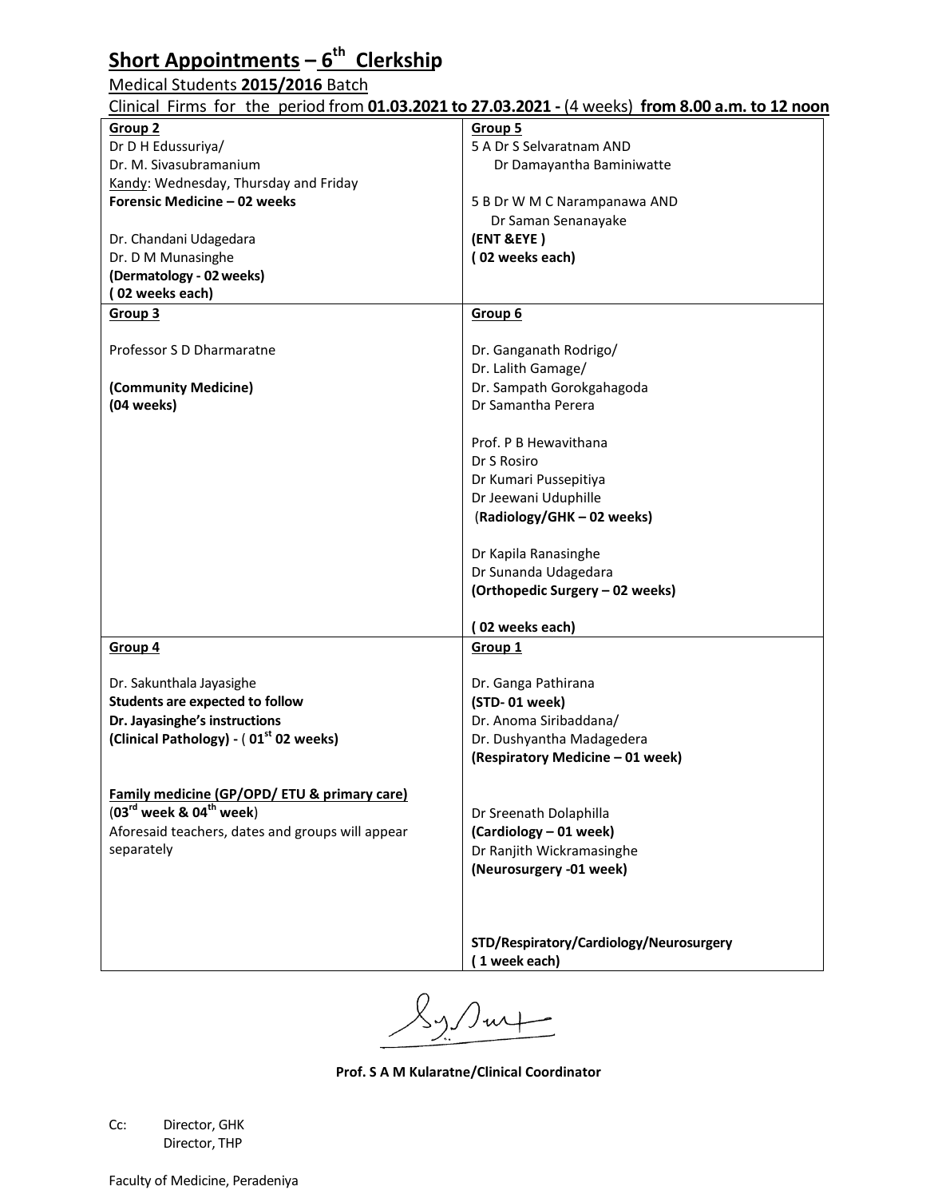# Short Appointments – 6th Clerkship

Medical Students **2015/2016** Batch

Clinical Firms for the period from **01.03.2021 to 27.03.2021 -** (4 weeks) **from 8.00 a.m. to 12 noon**

| | |
|---|---|
| **Group 2**<br>Dr D H Edussuriya/<br>Dr. M. Sivasubramanium<br>Kandy: Wednesday, Thursday and Friday<br>**Forensic Medicine – 02 weeks**<br><br>Dr. Chandani Udagedara<br>Dr. D M Munasinghe<br>**(Dermatology - 02 weeks)**<br>**( 02 weeks each)** | **Group 5**<br>5 A Dr S Selvaratnam AND<br>Dr Damayantha Baminiwatte<br><br>5 B Dr W M C Narampanawa AND<br>Dr Saman Senanayake<br>**(ENT &EYE )**<br>**( 02 weeks each)** |
| **Group 3**<br><br>Professor S D Dharmaratne<br><br>**(Community Medicine)**<br>**(04 weeks)** | **Group 6**<br><br>Dr. Ganganath Rodrigo/<br>Dr. Lalith Gamage/<br>Dr. Sampath Gorokgahagoda<br>Dr Samantha Perera<br><br>Prof. P B Hewavithana<br>Dr S Rosiro<br>Dr Kumari Pussepitiya<br>Dr Jeewani Uduphille<br>(**Radiology/GHK – 02 weeks)**<br><br>Dr Kapila Ranasinghe<br>Dr Sunanda Udagedara<br>**(Orthopedic Surgery – 02 weeks)**<br><br>**( 02 weeks each)** |
| **Group 4**<br><br>Dr. Sakunthala Jayasighe<br>**Students are expected to follow**<br>**Dr. Jayasinghe's instructions**<br>**(Clinical Pathology) - ( 01st 02 weeks)**<br><br>**Family medicine (GP/OPD/ ETU & primary care)**<br>(**03rd week & 04th week**)<br>Aforesaid teachers, dates and groups will appear separately | **Group 1**<br><br>Dr. Ganga Pathirana<br>**(STD- 01 week)**<br>Dr. Anoma Siribaddana/<br>Dr. Dushyantha Madagedera<br>**(Respiratory Medicine – 01 week)**<br><br>Dr Sreenath Dolaphilla<br>**(Cardiology – 01 week)**<br>Dr Ranjith Wickramasinghe<br>**(Neurosurgery -01 week)**<br><br>**STD/Respiratory/Cardiology/Neurosurgery**<br>**( 1 week each)** |

**Prof. S A M Kularatne/Clinical Coordinator**

Cc: Director, GHK
Director, THP

Faculty of Medicine, Peradeniya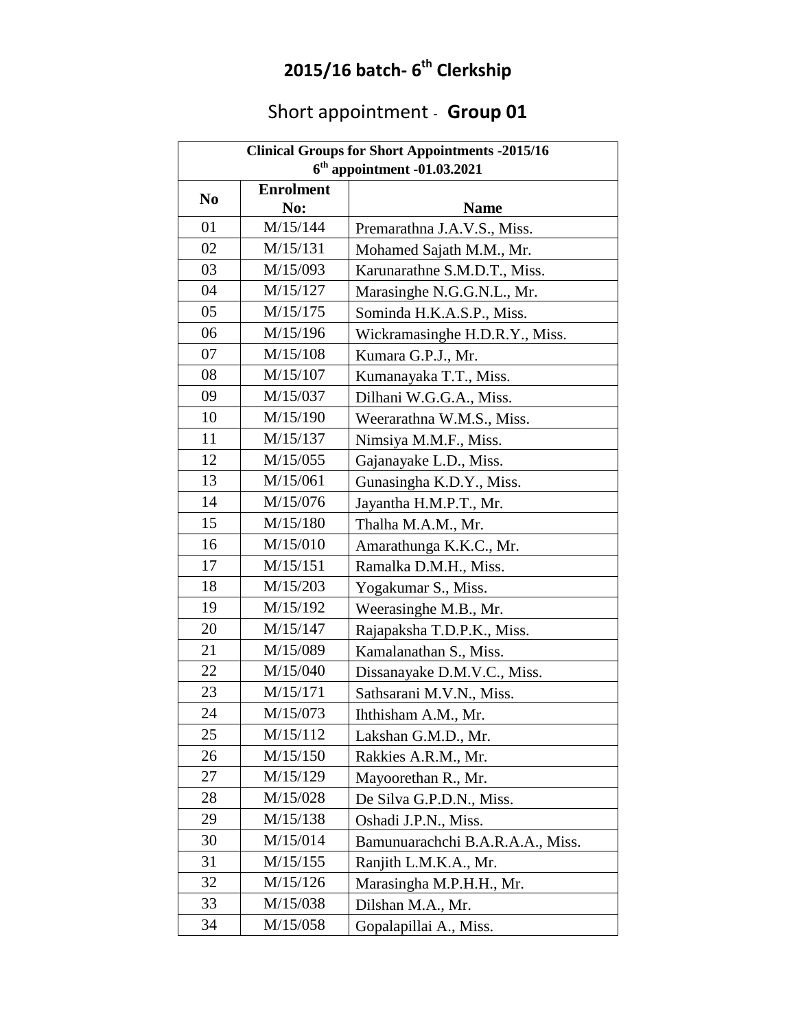# 2015/16 batch- 6th Clerkship

## Short appointment - **Group 01**

| Clinical Groups for Short Appointments -2015/16<br>6th appointment -01.03.2021 | | |
|---|---|---|
| **No** | **Enrolment No:** | **Name** |
| 01 | M/15/144 | Premarathna J.A.V.S., Miss. |
| 02 | M/15/131 | Mohamed Sajath M.M., Mr. |
| 03 | M/15/093 | Karunarathne S.M.D.T., Miss. |
| 04 | M/15/127 | Marasinghe N.G.G.N.L., Mr. |
| 05 | M/15/175 | Sominda H.K.A.S.P., Miss. |
| 06 | M/15/196 | Wickramasinghe H.D.R.Y., Miss. |
| 07 | M/15/108 | Kumara G.P.J., Mr. |
| 08 | M/15/107 | Kumanayaka T.T., Miss. |
| 09 | M/15/037 | Dilhani W.G.G.A., Miss. |
| 10 | M/15/190 | Weerarathna W.M.S., Miss. |
| 11 | M/15/137 | Nimsiya M.M.F., Miss. |
| 12 | M/15/055 | Gajanayake L.D., Miss. |
| 13 | M/15/061 | Gunasingha K.D.Y., Miss. |
| 14 | M/15/076 | Jayantha H.M.P.T., Mr. |
| 15 | M/15/180 | Thalha M.A.M., Mr. |
| 16 | M/15/010 | Amarathunga K.K.C., Mr. |
| 17 | M/15/151 | Ramalka D.M.H., Miss. |
| 18 | M/15/203 | Yogakumar S., Miss. |
| 19 | M/15/192 | Weerasinghe M.B., Mr. |
| 20 | M/15/147 | Rajapaksha T.D.P.K., Miss. |
| 21 | M/15/089 | Kamalanathan S., Miss. |
| 22 | M/15/040 | Dissanayake D.M.V.C., Miss. |
| 23 | M/15/171 | Sathsarani M.V.N., Miss. |
| 24 | M/15/073 | Ihthisham A.M., Mr. |
| 25 | M/15/112 | Lakshan G.M.D., Mr. |
| 26 | M/15/150 | Rakkies A.R.M., Mr. |
| 27 | M/15/129 | Mayoorethan R., Mr. |
| 28 | M/15/028 | De Silva G.P.D.N., Miss. |
| 29 | M/15/138 | Oshadi J.P.N., Miss. |
| 30 | M/15/014 | Bamunuarachchi B.A.R.A.A., Miss. |
| 31 | M/15/155 | Ranjith L.M.K.A., Mr. |
| 32 | M/15/126 | Marasingha M.P.H.H., Mr. |
| 33 | M/15/038 | Dilshan M.A., Mr. |
| 34 | M/15/058 | Gopalapillai A., Miss. |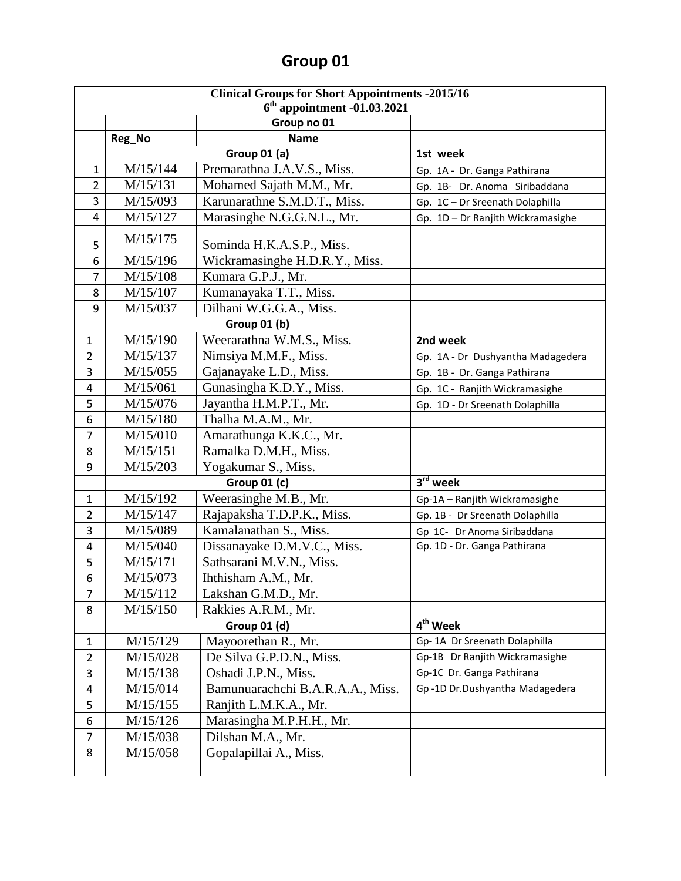# Group 01

| Clinical Groups for Short Appointments -2015/16<br>6th appointment -01.03.2021 | | | |
|---|---|---|---|
| | | Group no 01 | |
| | Reg_No | Name | |
| | Group 01 (a) | | 1st week |
| 1 | M/15/144 | Premarathna J.A.V.S., Miss. | Gp. 1A - Dr. Ganga Pathirana |
| 2 | M/15/131 | Mohamed Sajath M.M., Mr. | Gp. 1B- Dr. Anoma Siribaddana |
| 3 | M/15/093 | Karunarathne S.M.D.T., Miss. | Gp. 1C – Dr Sreenath Dolaphilla |
| 4 | M/15/127 | Marasinghe N.G.G.N.L., Mr. | Gp. 1D – Dr Ranjith Wickramasighe |
| 5 | M/15/175 | Sominda H.K.A.S.P., Miss. | |
| 6 | M/15/196 | Wickramasinghe H.D.R.Y., Miss. | |
| 7 | M/15/108 | Kumara G.P.J., Mr. | |
| 8 | M/15/107 | Kumanayaka T.T., Miss. | |
| 9 | M/15/037 | Dilhani W.G.G.A., Miss. | |
| | Group 01 (b) | | |
| 1 | M/15/190 | Weerarathna W.M.S., Miss. | 2nd week |
| 2 | M/15/137 | Nimsiya M.M.F., Miss. | Gp. 1A - Dr Dushyantha Madagedera |
| 3 | M/15/055 | Gajanayake L.D., Miss. | Gp. 1B - Dr. Ganga Pathirana |
| 4 | M/15/061 | Gunasingha K.D.Y., Miss. | Gp. 1C - Ranjith Wickramasighe |
| 5 | M/15/076 | Jayantha H.M.P.T., Mr. | Gp. 1D - Dr Sreenath Dolaphilla |
| 6 | M/15/180 | Thalha M.A.M., Mr. | |
| 7 | M/15/010 | Amarathunga K.K.C., Mr. | |
| 8 | M/15/151 | Ramalka D.M.H., Miss. | |
| 9 | M/15/203 | Yogakumar S., Miss. | |
| | Group 01 (c) | | 3rd week |
| 1 | M/15/192 | Weerasinghe M.B., Mr. | Gp-1A – Ranjith Wickramasighe |
| 2 | M/15/147 | Rajapaksha T.D.P.K., Miss. | Gp. 1B - Dr Sreenath Dolaphilla |
| 3 | M/15/089 | Kamalanathan S., Miss. | Gp 1C- Dr Anoma Siribaddana |
| 4 | M/15/040 | Dissanayake D.M.V.C., Miss. | Gp. 1D - Dr. Ganga Pathirana |
| 5 | M/15/171 | Sathsarani M.V.N., Miss. | |
| 6 | M/15/073 | Iththisham A.M., Mr. | |
| 7 | M/15/112 | Lakshan G.M.D., Mr. | |
| 8 | M/15/150 | Rakkies A.R.M., Mr. | |
| | Group 01 (d) | | 4th Week |
| 1 | M/15/129 | Mayoorethan R., Mr. | Gp- 1A Dr Sreenath Dolaphilla |
| 2 | M/15/028 | De Silva G.P.D.N., Miss. | Gp-1B Dr Ranjith Wickramasighe |
| 3 | M/15/138 | Oshadi J.P.N., Miss. | Gp-1C Dr. Ganga Pathirana |
| 4 | M/15/014 | Bamunuarachchi B.A.R.A.A., Miss. | Gp -1D Dr.Dushyantha Madagedera |
| 5 | M/15/155 | Ranjith L.M.K.A., Mr. | |
| 6 | M/15/126 | Marasingha M.P.H.H., Mr. | |
| 7 | M/15/038 | Dilshan M.A., Mr. | |
| 8 | M/15/058 | Gopalapillai A., Miss. | |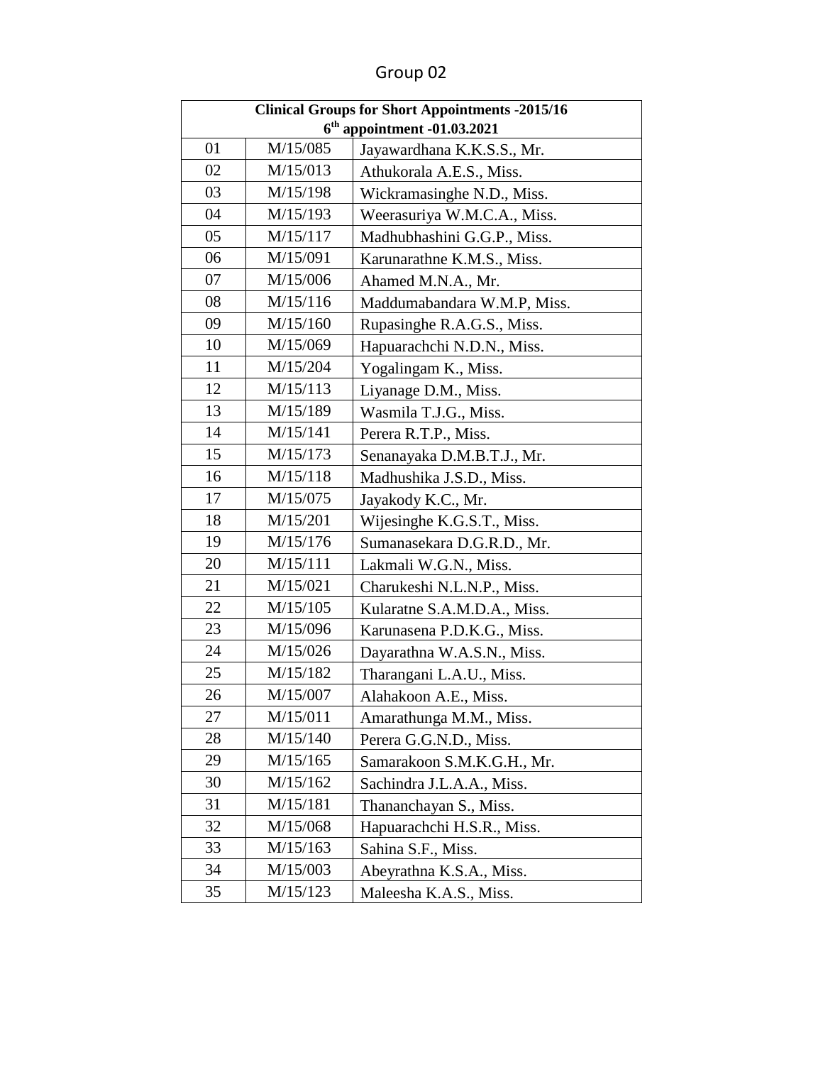# Group 02

| Clinical Groups for Short Appointments -2015/16<br>6th appointment -01.03.2021 | | |
|---|---|---|
| 01 | M/15/085 | Jayawardhana K.K.S.S., Mr. |
| 02 | M/15/013 | Athukorala A.E.S., Miss. |
| 03 | M/15/198 | Wickramasinghe N.D., Miss. |
| 04 | M/15/193 | Weerasuriya W.M.C.A., Miss. |
| 05 | M/15/117 | Madhubhashini G.G.P., Miss. |
| 06 | M/15/091 | Karunarathne K.M.S., Miss. |
| 07 | M/15/006 | Ahamed M.N.A., Mr. |
| 08 | M/15/116 | Maddumabandara W.M.P, Miss. |
| 09 | M/15/160 | Rupasinghe R.A.G.S., Miss. |
| 10 | M/15/069 | Hapuarachchi N.D.N., Miss. |
| 11 | M/15/204 | Yogalingam K., Miss. |
| 12 | M/15/113 | Liyanage D.M., Miss. |
| 13 | M/15/189 | Wasmila T.J.G., Miss. |
| 14 | M/15/141 | Perera R.T.P., Miss. |
| 15 | M/15/173 | Senanayaka D.M.B.T.J., Mr. |
| 16 | M/15/118 | Madhushika J.S.D., Miss. |
| 17 | M/15/075 | Jayakody K.C., Mr. |
| 18 | M/15/201 | Wijesinghe K.G.S.T., Miss. |
| 19 | M/15/176 | Sumanasekara D.G.R.D., Mr. |
| 20 | M/15/111 | Lakmali W.G.N., Miss. |
| 21 | M/15/021 | Charukeshi N.L.N.P., Miss. |
| 22 | M/15/105 | Kularatne S.A.M.D.A., Miss. |
| 23 | M/15/096 | Karunasena P.D.K.G., Miss. |
| 24 | M/15/026 | Dayarathna W.A.S.N., Miss. |
| 25 | M/15/182 | Tharangani L.A.U., Miss. |
| 26 | M/15/007 | Alahakoon A.E., Miss. |
| 27 | M/15/011 | Amarathunga M.M., Miss. |
| 28 | M/15/140 | Perera G.G.N.D., Miss. |
| 29 | M/15/165 | Samarakoon S.M.K.G.H., Mr. |
| 30 | M/15/162 | Sachindra J.L.A.A., Miss. |
| 31 | M/15/181 | Thananchayan S., Miss. |
| 32 | M/15/068 | Hapuarachchi H.S.R., Miss. |
| 33 | M/15/163 | Sahina S.F., Miss. |
| 34 | M/15/003 | Abeyrathna K.S.A., Miss. |
| 35 | M/15/123 | Maleesha K.A.S., Miss. |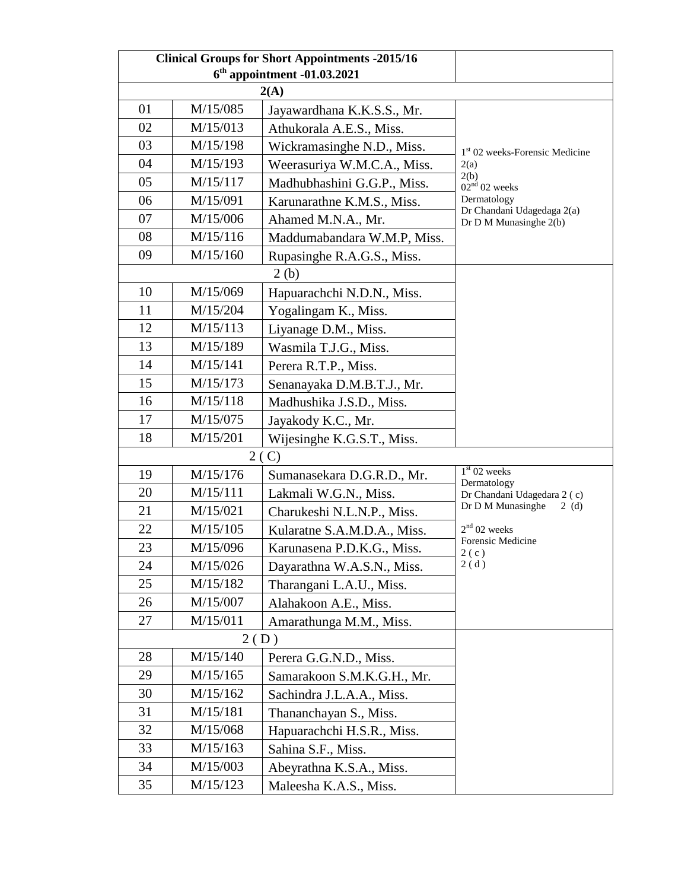| **Clinical Groups for Short Appointments -2015/16**<br>**6th appointment -01.03.2021** | | | |
|---|---|---|---|
| **2(A)** | | | |
| 01 | M/15/085 | Jayawardhana K.K.S.S., Mr. | 1st 02 weeks-Forensic Medicine<br>2(a)<br>2(b)<br>02nd 02 weeks<br>Dermatology<br>Dr Chandani Udagedaga 2(a)<br>Dr D M Munasinghe 2(b) |
| 02 | M/15/013 | Athukorala A.E.S., Miss. | |
| 03 | M/15/198 | Wickramasinghe N.D., Miss. | |
| 04 | M/15/193 | Weerasuriya W.M.C.A., Miss. | |
| 05 | M/15/117 | Madhubhashini G.G.P., Miss. | |
| 06 | M/15/091 | Karunarathne K.M.S., Miss. | |
| 07 | M/15/006 | Ahamed M.N.A., Mr. | |
| 08 | M/15/116 | Maddumabandara W.M.P, Miss. | |
| 09 | M/15/160 | Rupasinghe R.A.G.S., Miss. | |
| 2 (b) | | | |
| 10 | M/15/069 | Hapuarachchi N.D.N., Miss. | |
| 11 | M/15/204 | Yogalingam K., Miss. | |
| 12 | M/15/113 | Liyanage D.M., Miss. | |
| 13 | M/15/189 | Wasmila T.J.G., Miss. | |
| 14 | M/15/141 | Perera R.T.P., Miss. | |
| 15 | M/15/173 | Senanayaka D.M.B.T.J., Mr. | |
| 16 | M/15/118 | Madhushika J.S.D., Miss. | |
| 17 | M/15/075 | Jayakody K.C., Mr. | |
| 18 | M/15/201 | Wijesinghe K.G.S.T., Miss. | |
| 2 ( C) | | | |
| 19 | M/15/176 | Sumanasekara D.G.R.D., Mr. | 1st 02 weeks<br>Dermatology<br>Dr Chandani Udagedara 2 ( c)<br>Dr D M Munasinghe 2 (d)<br><br>2nd 02 weeks<br>Forensic Medicine<br>2 ( c )<br>2 ( d ) |
| 20 | M/15/111 | Lakmali W.G.N., Miss. | |
| 21 | M/15/021 | Charukeshi N.L.N.P., Miss. | |
| 22 | M/15/105 | Kularatne S.A.M.D.A., Miss. | |
| 23 | M/15/096 | Karunasena P.D.K.G., Miss. | |
| 24 | M/15/026 | Dayarathna W.A.S.N., Miss. | |
| 25 | M/15/182 | Tharangani L.A.U., Miss. | |
| 26 | M/15/007 | Alahakoon A.E., Miss. | |
| 27 | M/15/011 | Amarathunga M.M., Miss. | |
| 2 ( D ) | | | |
| 28 | M/15/140 | Perera G.G.N.D., Miss. | |
| 29 | M/15/165 | Samarakoon S.M.K.G.H., Mr. | |
| 30 | M/15/162 | Sachindra J.L.A.A., Miss. | |
| 31 | M/15/181 | Thananchayan S., Miss. | |
| 32 | M/15/068 | Hapuarachchi H.S.R., Miss. | |
| 33 | M/15/163 | Sahina S.F., Miss. | |
| 34 | M/15/003 | Abeyrathna K.S.A., Miss. | |
| 35 | M/15/123 | Maleesha K.A.S., Miss. | |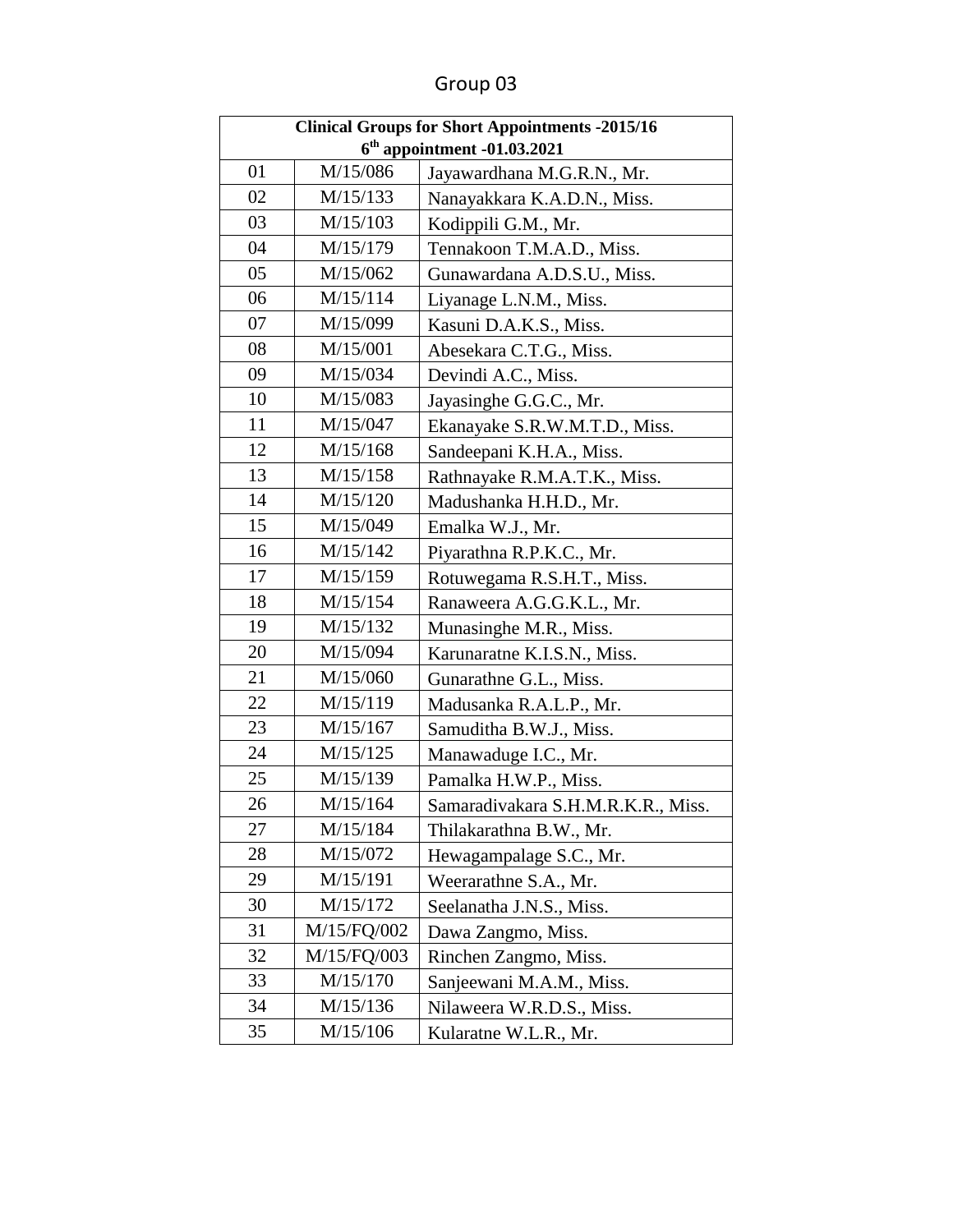## Group 03

| Clinical Groups for Short Appointments -2015/16<br>6th appointment -01.03.2021 | | |
|---|---|---|
| 01 | M/15/086 | Jayawardhana M.G.R.N., Mr. |
| 02 | M/15/133 | Nanayakkara K.A.D.N., Miss. |
| 03 | M/15/103 | Kodippili G.M., Mr. |
| 04 | M/15/179 | Tennakoon T.M.A.D., Miss. |
| 05 | M/15/062 | Gunawardana A.D.S.U., Miss. |
| 06 | M/15/114 | Liyanage L.N.M., Miss. |
| 07 | M/15/099 | Kasuni D.A.K.S., Miss. |
| 08 | M/15/001 | Abesekara C.T.G., Miss. |
| 09 | M/15/034 | Devindi A.C., Miss. |
| 10 | M/15/083 | Jayasinghe G.G.C., Mr. |
| 11 | M/15/047 | Ekanayake S.R.W.M.T.D., Miss. |
| 12 | M/15/168 | Sandeepani K.H.A., Miss. |
| 13 | M/15/158 | Rathnayake R.M.A.T.K., Miss. |
| 14 | M/15/120 | Madushanka H.H.D., Mr. |
| 15 | M/15/049 | Emalka W.J., Mr. |
| 16 | M/15/142 | Piyarathna R.P.K.C., Mr. |
| 17 | M/15/159 | Rotuwegama R.S.H.T., Miss. |
| 18 | M/15/154 | Ranaweera A.G.G.K.L., Mr. |
| 19 | M/15/132 | Munasinghe M.R., Miss. |
| 20 | M/15/094 | Karunaratne K.I.S.N., Miss. |
| 21 | M/15/060 | Gunarathne G.L., Miss. |
| 22 | M/15/119 | Madusanka R.A.L.P., Mr. |
| 23 | M/15/167 | Samuditha B.W.J., Miss. |
| 24 | M/15/125 | Manawaduge I.C., Mr. |
| 25 | M/15/139 | Pamalka H.W.P., Miss. |
| 26 | M/15/164 | Samaradivakara S.H.M.R.K.R., Miss. |
| 27 | M/15/184 | Thilakarathna B.W., Mr. |
| 28 | M/15/072 | Hewagampalage S.C., Mr. |
| 29 | M/15/191 | Weerarathne S.A., Mr. |
| 30 | M/15/172 | Seelanatha J.N.S., Miss. |
| 31 | M/15/FQ/002 | Dawa Zangmo, Miss. |
| 32 | M/15/FQ/003 | Rinchen Zangmo, Miss. |
| 33 | M/15/170 | Sanjeewani M.A.M., Miss. |
| 34 | M/15/136 | Nilaweera W.R.D.S., Miss. |
| 35 | M/15/106 | Kularatne W.L.R., Mr. |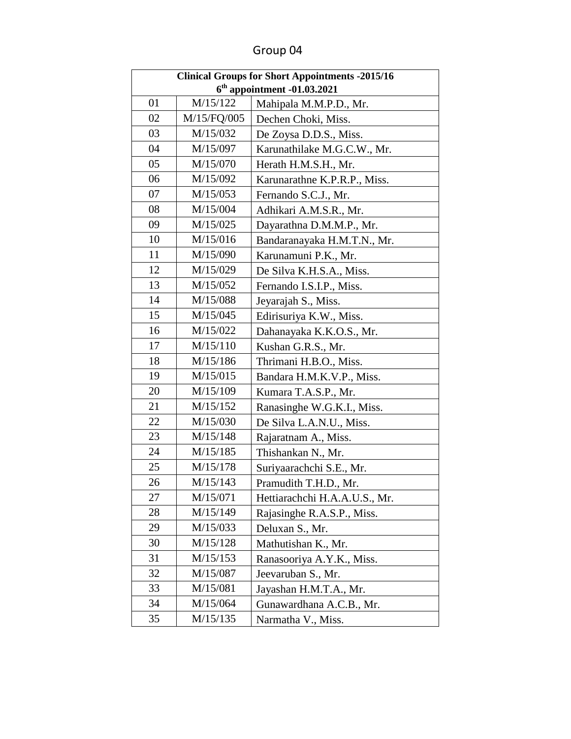# Group 04

| Clinical Groups for Short Appointments -2015/16<br>6th appointment -01.03.2021 | | |
|---|---|---|
| 01 | M/15/122 | Mahipala M.M.P.D., Mr. |
| 02 | M/15/FQ/005 | Dechen Choki, Miss. |
| 03 | M/15/032 | De Zoysa D.D.S., Miss. |
| 04 | M/15/097 | Karunathilake M.G.C.W., Mr. |
| 05 | M/15/070 | Herath H.M.S.H., Mr. |
| 06 | M/15/092 | Karunarathne K.P.R.P., Miss. |
| 07 | M/15/053 | Fernando S.C.J., Mr. |
| 08 | M/15/004 | Adhikari A.M.S.R., Mr. |
| 09 | M/15/025 | Dayarathna D.M.M.P., Mr. |
| 10 | M/15/016 | Bandaranayaka H.M.T.N., Mr. |
| 11 | M/15/090 | Karunamuni P.K., Mr. |
| 12 | M/15/029 | De Silva K.H.S.A., Miss. |
| 13 | M/15/052 | Fernando I.S.I.P., Miss. |
| 14 | M/15/088 | Jeyarajah S., Miss. |
| 15 | M/15/045 | Edirisuriya K.W., Miss. |
| 16 | M/15/022 | Dahanayaka K.K.O.S., Mr. |
| 17 | M/15/110 | Kushan G.R.S., Mr. |
| 18 | M/15/186 | Thrimani H.B.O., Miss. |
| 19 | M/15/015 | Bandara H.M.K.V.P., Miss. |
| 20 | M/15/109 | Kumara T.A.S.P., Mr. |
| 21 | M/15/152 | Ranasinghe W.G.K.I., Miss. |
| 22 | M/15/030 | De Silva L.A.N.U., Miss. |
| 23 | M/15/148 | Rajaratnam A., Miss. |
| 24 | M/15/185 | Thishankan N., Mr. |
| 25 | M/15/178 | Suriyaarachchi S.E., Mr. |
| 26 | M/15/143 | Pramudith T.H.D., Mr. |
| 27 | M/15/071 | Hettiarachchi H.A.A.U.S., Mr. |
| 28 | M/15/149 | Rajasinghe R.A.S.P., Miss. |
| 29 | M/15/033 | Deluxan S., Mr. |
| 30 | M/15/128 | Mathutishan K., Mr. |
| 31 | M/15/153 | Ranasooriya A.Y.K., Miss. |
| 32 | M/15/087 | Jeevaruban S., Mr. |
| 33 | M/15/081 | Jayashan H.M.T.A., Mr. |
| 34 | M/15/064 | Gunawardhana A.C.B., Mr. |
| 35 | M/15/135 | Narmatha V., Miss. |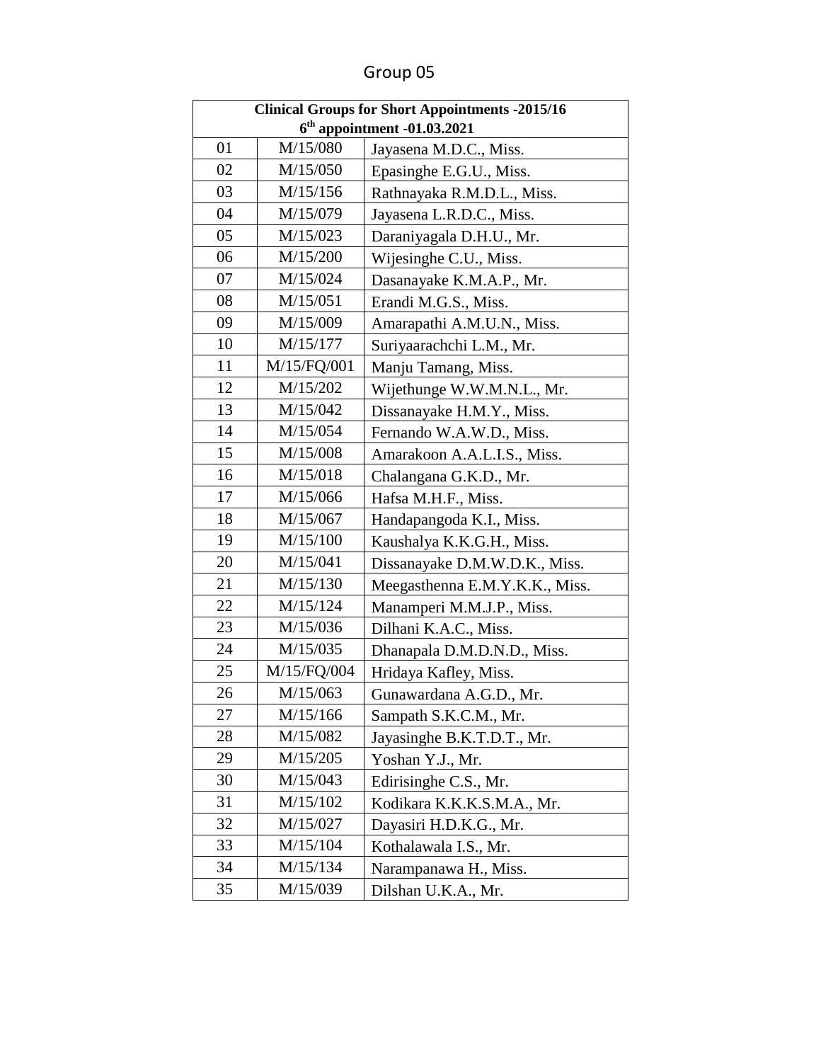# Group 05

| Clinical Groups for Short Appointments -2015/16<br>6th appointment -01.03.2021 | | |
|---|---|---|
| 01 | M/15/080 | Jayasena M.D.C., Miss. |
| 02 | M/15/050 | Epasinghe E.G.U., Miss. |
| 03 | M/15/156 | Rathnayaka R.M.D.L., Miss. |
| 04 | M/15/079 | Jayasena L.R.D.C., Miss. |
| 05 | M/15/023 | Daraniyagala D.H.U., Mr. |
| 06 | M/15/200 | Wijesinghe C.U., Miss. |
| 07 | M/15/024 | Dasanayake K.M.A.P., Mr. |
| 08 | M/15/051 | Erandi M.G.S., Miss. |
| 09 | M/15/009 | Amarapathi A.M.U.N., Miss. |
| 10 | M/15/177 | Suriyaarachchi L.M., Mr. |
| 11 | M/15/FQ/001 | Manju Tamang, Miss. |
| 12 | M/15/202 | Wijethunge W.W.M.N.L., Mr. |
| 13 | M/15/042 | Dissanayake H.M.Y., Miss. |
| 14 | M/15/054 | Fernando W.A.W.D., Miss. |
| 15 | M/15/008 | Amarakoon A.A.L.I.S., Miss. |
| 16 | M/15/018 | Chalangana G.K.D., Mr. |
| 17 | M/15/066 | Hafsa M.H.F., Miss. |
| 18 | M/15/067 | Handapangoda K.I., Miss. |
| 19 | M/15/100 | Kaushalya K.K.G.H., Miss. |
| 20 | M/15/041 | Dissanayake D.M.W.D.K., Miss. |
| 21 | M/15/130 | Meegasthenna E.M.Y.K.K., Miss. |
| 22 | M/15/124 | Manamperi M.M.J.P., Miss. |
| 23 | M/15/036 | Dilhani K.A.C., Miss. |
| 24 | M/15/035 | Dhanapala D.M.D.N.D., Miss. |
| 25 | M/15/FQ/004 | Hridaya Kafley, Miss. |
| 26 | M/15/063 | Gunawardana A.G.D., Mr. |
| 27 | M/15/166 | Sampath S.K.C.M., Mr. |
| 28 | M/15/082 | Jayasinghe B.K.T.D.T., Mr. |
| 29 | M/15/205 | Yoshan Y.J., Mr. |
| 30 | M/15/043 | Edirisinghe C.S., Mr. |
| 31 | M/15/102 | Kodikara K.K.K.S.M.A., Mr. |
| 32 | M/15/027 | Dayasiri H.D.K.G., Mr. |
| 33 | M/15/104 | Kothalawala I.S., Mr. |
| 34 | M/15/134 | Narampanawa H., Miss. |
| 35 | M/15/039 | Dilshan U.K.A., Mr. |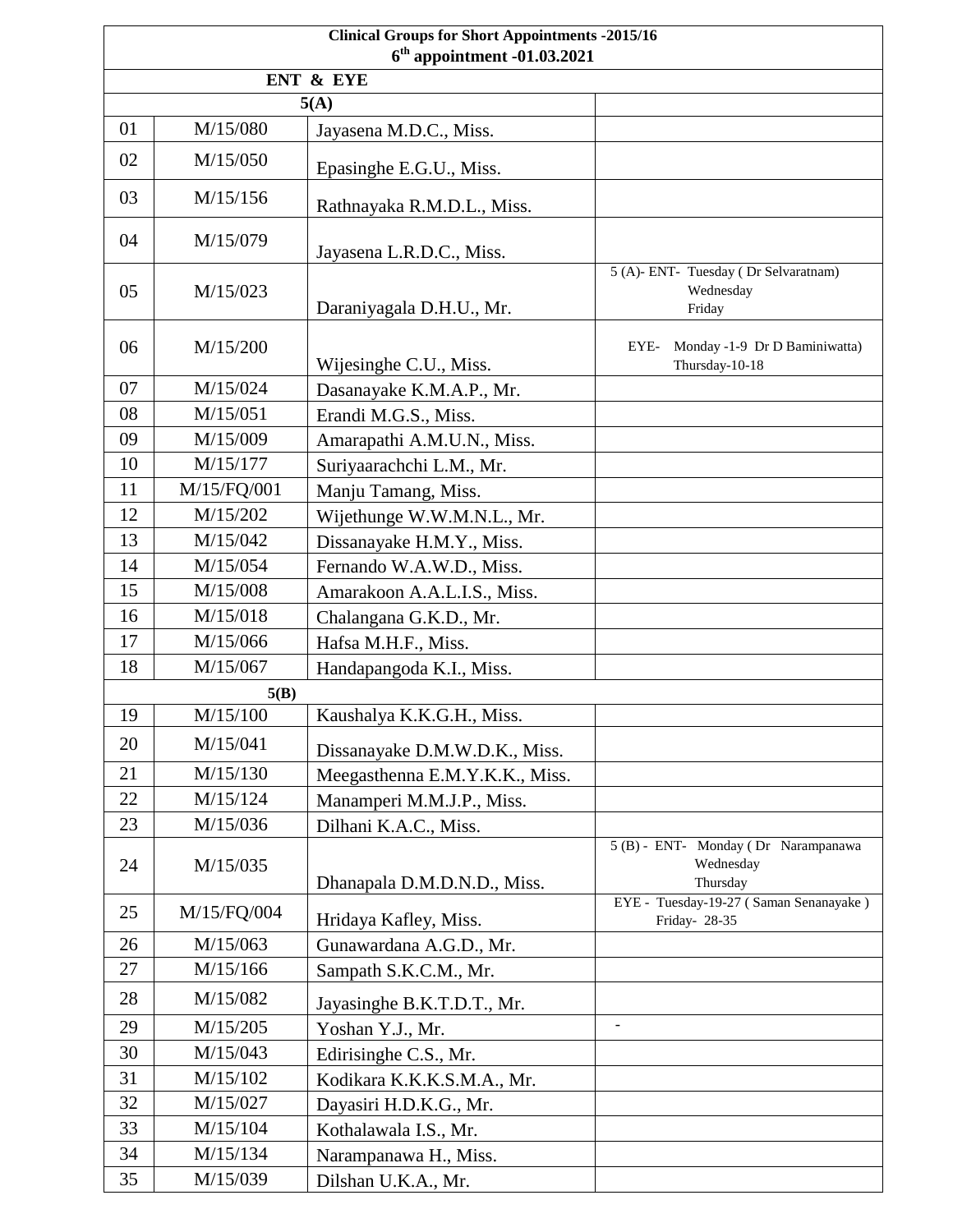**Clinical Groups for Short Appointments -2015/16**

**6th appointment -01.03.2021**

**ENT & EYE**

| **5(A)** | | | |
|---|---|---|---|
| 01 | M/15/080 | Jayasena M.D.C., Miss. | |
| 02 | M/15/050 | Epasinghe E.G.U., Miss. | |
| 03 | M/15/156 | Rathnayaka R.M.D.L., Miss. | |
| 04 | M/15/079 | Jayasena L.R.D.C., Miss. | |
| 05 | M/15/023 | Daraniyagala D.H.U., Mr. | 5 (A)- ENT- Tuesday ( Dr Selvaratnam) Wednesday Friday |
| 06 | M/15/200 | Wijesinghe C.U., Miss. | EYE- Monday -1-9 Dr D Baminiwatta) Thursday-10-18 |
| 07 | M/15/024 | Dasanayake K.M.A.P., Mr. | |
| 08 | M/15/051 | Erandi M.G.S., Miss. | |
| 09 | M/15/009 | Amarapathi A.M.U.N., Miss. | |
| 10 | M/15/177 | Suriyaarachchi L.M., Mr. | |
| 11 | M/15/FQ/001 | Manju Tamang, Miss. | |
| 12 | M/15/202 | Wijethunge W.W.M.N.L., Mr. | |
| 13 | M/15/042 | Dissanayake H.M.Y., Miss. | |
| 14 | M/15/054 | Fernando W.A.W.D., Miss. | |
| 15 | M/15/008 | Amarakoon A.A.L.I.S., Miss. | |
| 16 | M/15/018 | Chalangana G.K.D., Mr. | |
| 17 | M/15/066 | Hafsa M.H.F., Miss. | |
| 18 | M/15/067 | Handapangoda K.I., Miss. | |
| **5(B)** | | | |
| 19 | M/15/100 | Kaushalya K.K.G.H., Miss. | |
| 20 | M/15/041 | Dissanayake D.M.W.D.K., Miss. | |
| 21 | M/15/130 | Meegasthenna E.M.Y.K.K., Miss. | |
| 22 | M/15/124 | Manamperi M.M.J.P., Miss. | |
| 23 | M/15/036 | Dilhani K.A.C., Miss. | |
| 24 | M/15/035 | Dhanapala D.M.D.N.D., Miss. | 5 (B) - ENT- Monday ( Dr Narampanawa Wednesday Thursday |
| 25 | M/15/FQ/004 | Hridaya Kafley, Miss. | EYE - Tuesday-19-27 ( Saman Senanayake ) Friday- 28-35 |
| 26 | M/15/063 | Gunawardana A.G.D., Mr. | |
| 27 | M/15/166 | Sampath S.K.C.M., Mr. | |
| 28 | M/15/082 | Jayasinghe B.K.T.D.T., Mr. | |
| 29 | M/15/205 | Yoshan Y.J., Mr. | - |
| 30 | M/15/043 | Edirisinghe C.S., Mr. | |
| 31 | M/15/102 | Kodikara K.K.K.S.M.A., Mr. | |
| 32 | M/15/027 | Dayasiri H.D.K.G., Mr. | |
| 33 | M/15/104 | Kothalawala I.S., Mr. | |
| 34 | M/15/134 | Narampanawa H., Miss. | |
| 35 | M/15/039 | Dilshan U.K.A., Mr. | |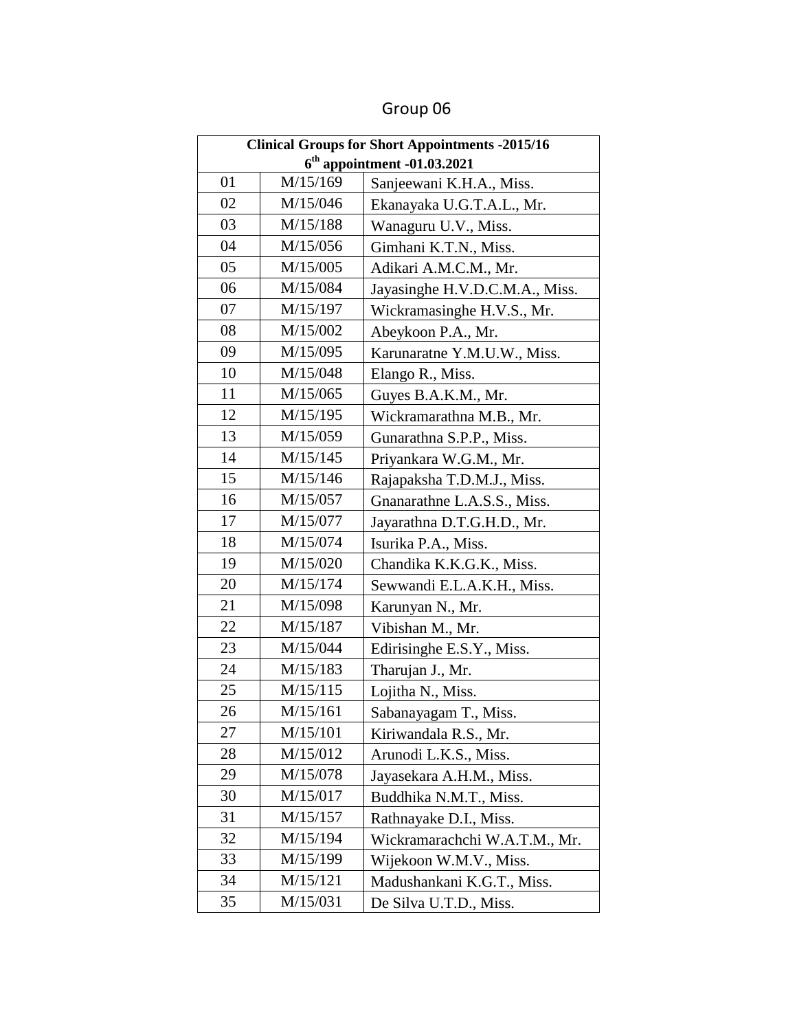# Group 06

| Clinical Groups for Short Appointments -2015/16<br>6th appointment -01.03.2021 | | |
|---|---|---|
| 01 | M/15/169 | Sanjeewani K.H.A., Miss. |
| 02 | M/15/046 | Ekanayaka U.G.T.A.L., Mr. |
| 03 | M/15/188 | Wanaguru U.V., Miss. |
| 04 | M/15/056 | Gimhani K.T.N., Miss. |
| 05 | M/15/005 | Adikari A.M.C.M., Mr. |
| 06 | M/15/084 | Jayasinghe H.V.D.C.M.A., Miss. |
| 07 | M/15/197 | Wickramasinghe H.V.S., Mr. |
| 08 | M/15/002 | Abeykoon P.A., Mr. |
| 09 | M/15/095 | Karunaratne Y.M.U.W., Miss. |
| 10 | M/15/048 | Elango R., Miss. |
| 11 | M/15/065 | Guyes B.A.K.M., Mr. |
| 12 | M/15/195 | Wickramarathna M.B., Mr. |
| 13 | M/15/059 | Gunarathna S.P.P., Miss. |
| 14 | M/15/145 | Priyankara W.G.M., Mr. |
| 15 | M/15/146 | Rajapaksha T.D.M.J., Miss. |
| 16 | M/15/057 | Gnanarathne L.A.S.S., Miss. |
| 17 | M/15/077 | Jayarathna D.T.G.H.D., Mr. |
| 18 | M/15/074 | Isurika P.A., Miss. |
| 19 | M/15/020 | Chandika K.K.G.K., Miss. |
| 20 | M/15/174 | Sewwandi E.L.A.K.H., Miss. |
| 21 | M/15/098 | Karunyan N., Mr. |
| 22 | M/15/187 | Vibishan M., Mr. |
| 23 | M/15/044 | Edirisinghe E.S.Y., Miss. |
| 24 | M/15/183 | Tharujan J., Mr. |
| 25 | M/15/115 | Lojitha N., Miss. |
| 26 | M/15/161 | Sabanayagam T., Miss. |
| 27 | M/15/101 | Kiriwandala R.S., Mr. |
| 28 | M/15/012 | Arunodi L.K.S., Miss. |
| 29 | M/15/078 | Jayasekara A.H.M., Miss. |
| 30 | M/15/017 | Buddhika N.M.T., Miss. |
| 31 | M/15/157 | Rathnayake D.I., Miss. |
| 32 | M/15/194 | Wickramarachchi W.A.T.M., Mr. |
| 33 | M/15/199 | Wijekoon W.M.V., Miss. |
| 34 | M/15/121 | Madushankani K.G.T., Miss. |
| 35 | M/15/031 | De Silva U.T.D., Miss. |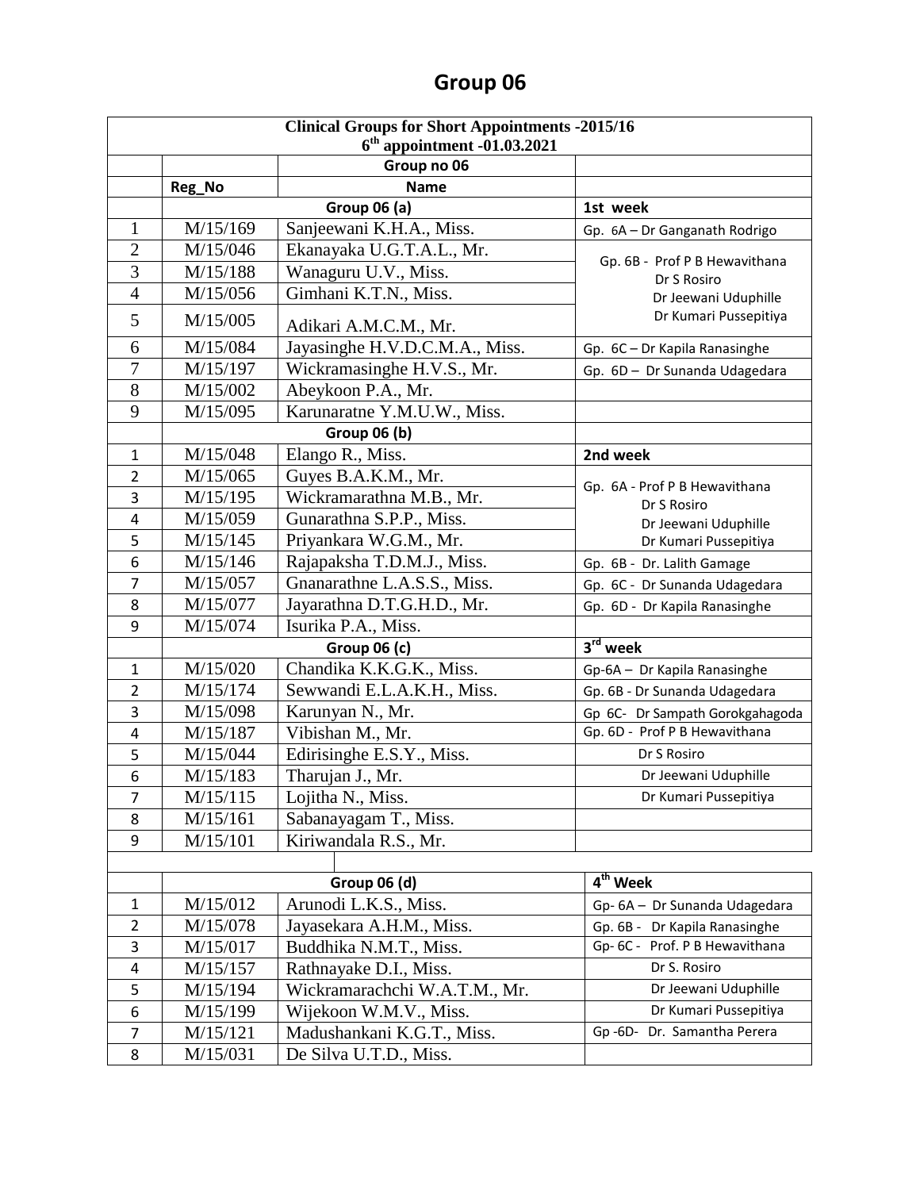# Group 06

| | | | |
|---|---|---|---|
| Clinical Groups for Short Appointments -2015/16<br>6th appointment -01.03.2021 | | | |
| | | Group no 06 | |
| | Reg_No | Name | |
| | Group 06 (a) | | 1st week |
| 1 | M/15/169 | Sanjeewani K.H.A., Miss. | Gp. 6A – Dr Ganganath Rodrigo |
| 2 | M/15/046 | Ekanayaka U.G.T.A.L., Mr. | Gp. 6B - Prof P B Hewavithana<br>Dr S Rosiro<br>Dr Jeewani Uduphille<br>Dr Kumari Pussepitiya |
| 3 | M/15/188 | Wanaguru U.V., Miss. | |
| 4 | M/15/056 | Gimhani K.T.N., Miss. | |
| 5 | M/15/005 | Adikari A.M.C.M., Mr. | |
| 6 | M/15/084 | Jayasinghe H.V.D.C.M.A., Miss. | Gp. 6C – Dr Kapila Ranasinghe |
| 7 | M/15/197 | Wickramasinghe H.V.S., Mr. | Gp. 6D – Dr Sunanda Udagedara |
| 8 | M/15/002 | Abeykoon P.A., Mr. | |
| 9 | M/15/095 | Karunaratne Y.M.U.W., Miss. | |
| | Group 06 (b) | | |
| 1 | M/15/048 | Elango R., Miss. | 2nd week |
| 2 | M/15/065 | Guyes B.A.K.M., Mr. | Gp. 6A - Prof P B Hewavithana<br>Dr S Rosiro<br>Dr Jeewani Uduphille<br>Dr Kumari Pussepitiya |
| 3 | M/15/195 | Wickramarathna M.B., Mr. | |
| 4 | M/15/059 | Gunarathna S.P.P., Miss. | |
| 5 | M/15/145 | Priyankara W.G.M., Mr. | |
| 6 | M/15/146 | Rajapaksha T.D.M.J., Miss. | Gp. 6B - Dr. Lalith Gamage |
| 7 | M/15/057 | Gnanarathne L.A.S.S., Miss. | Gp. 6C - Dr Sunanda Udagedara |
| 8 | M/15/077 | Jayarathna D.T.G.H.D., Mr. | Gp. 6D - Dr Kapila Ranasinghe |
| 9 | M/15/074 | Isurika P.A., Miss. | |
| | Group 06 (c) | | 3rd week |
| 1 | M/15/020 | Chandika K.K.G.K., Miss. | Gp-6A – Dr Kapila Ranasinghe |
| 2 | M/15/174 | Sewwandi E.L.A.K.H., Miss. | Gp. 6B - Dr Sunanda Udagedara |
| 3 | M/15/098 | Karunyan N., Mr. | Gp 6C- Dr Sampath Gorokgahagoda |
| 4 | M/15/187 | Vibishan M., Mr. | Gp. 6D - Prof P B Hewavithana |
| 5 | M/15/044 | Edirisinghe E.S.Y., Miss. | Dr S Rosiro |
| 6 | M/15/183 | Tharujan J., Mr. | Dr Jeewani Uduphille |
| 7 | M/15/115 | Lojitha N., Miss. | Dr Kumari Pussepitiya |
| 8 | M/15/161 | Sabanayagam T., Miss. | |
| 9 | M/15/101 | Kiriwandala R.S., Mr. | |
| | Group 06 (d) | | 4th Week |
| 1 | M/15/012 | Arunodi L.K.S., Miss. | Gp- 6A – Dr Sunanda Udagedara |
| 2 | M/15/078 | Jayasekara A.H.M., Miss. | Gp. 6B - Dr Kapila Ranasinghe |
| 3 | M/15/017 | Buddhika N.M.T., Miss. | Gp- 6C - Prof. P B Hewavithana |
| 4 | M/15/157 | Rathnayake D.I., Miss. | Dr S. Rosiro |
| 5 | M/15/194 | Wickramarachchi W.A.T.M., Mr. | Dr Jeewani Uduphille |
| 6 | M/15/199 | Wijekoon W.M.V., Miss. | Dr Kumari Pussepitiya |
| 7 | M/15/121 | Madushankani K.G.T., Miss. | Gp -6D- Dr. Samantha Perera |
| 8 | M/15/031 | De Silva U.T.D., Miss. | |